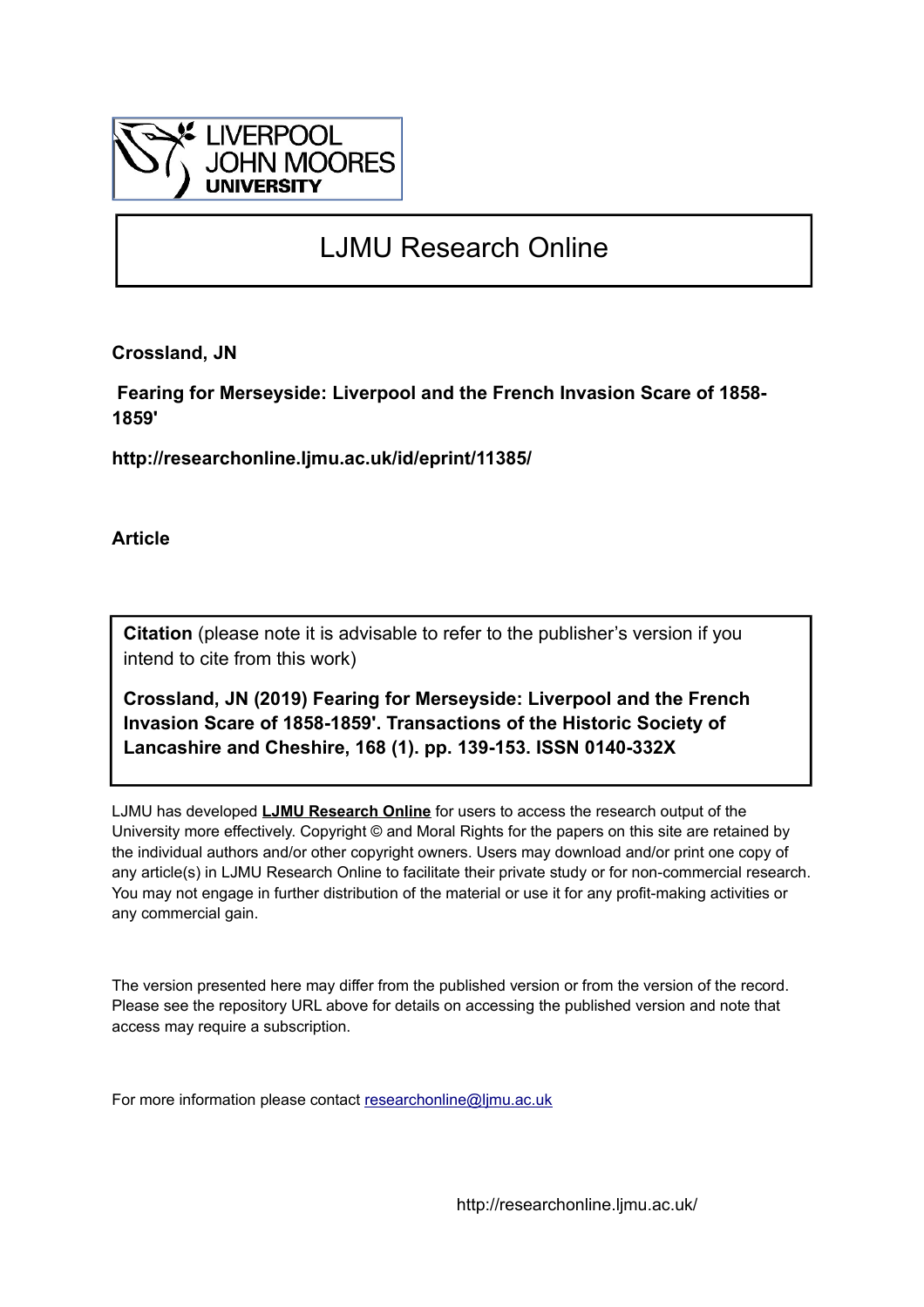LIVERPOOL
JOHN MOORES
UNIVERSITY

# LJMU Research Online

**Crossland, JN**

**Fearing for Merseyside: Liverpool and the French Invasion Scare of 1858-1859'**

**http://researchonline.ljmu.ac.uk/id/eprint/11385/**

**Article**

**Citation** (please note it is advisable to refer to the publisher's version if you intend to cite from this work)

**Crossland, JN (2019) Fearing for Merseyside: Liverpool and the French Invasion Scare of 1858-1859'. Transactions of the Historic Society of Lancashire and Cheshire, 168 (1). pp. 139-153. ISSN 0140-332X**

LJMU has developed **LJMU Research Online** for users to access the research output of the University more effectively. Copyright © and Moral Rights for the papers on this site are retained by the individual authors and/or other copyright owners. Users may download and/or print one copy of any article(s) in LJMU Research Online to facilitate their private study or for non-commercial research. You may not engage in further distribution of the material or use it for any profit-making activities or any commercial gain.

The version presented here may differ from the published version or from the version of the record. Please see the repository URL above for details on accessing the published version and note that access may require a subscription.

For more information please contact researchonline@ljmu.ac.uk

http://researchonline.ljmu.ac.uk/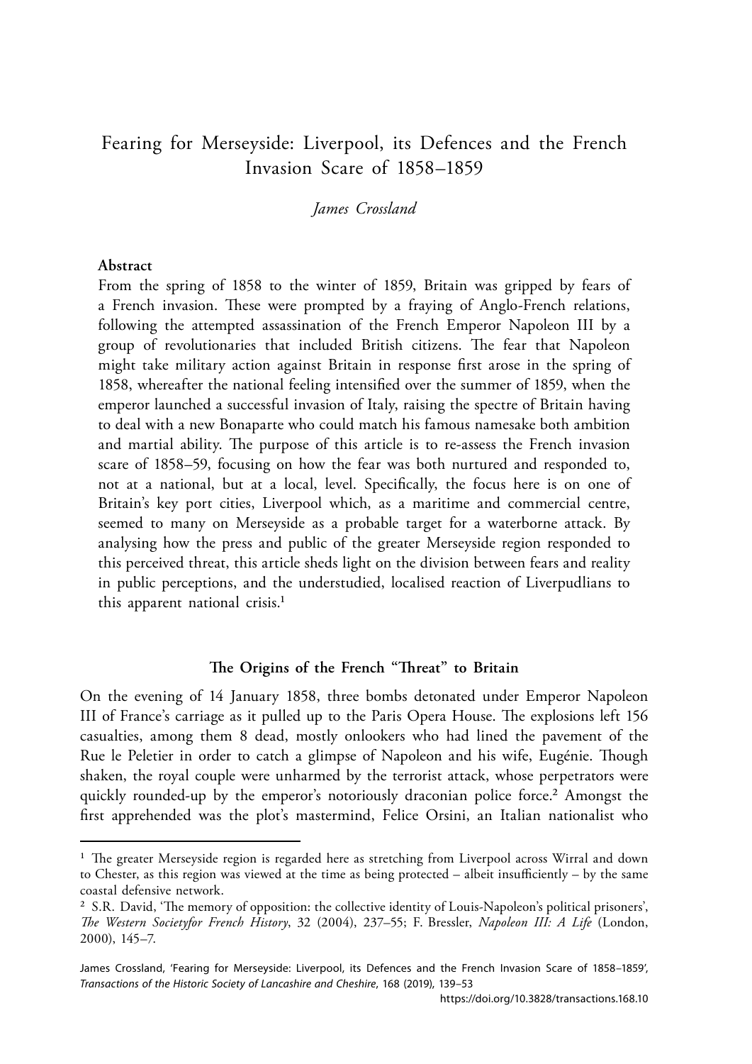# Fearing for Merseyside: Liverpool, its Defences and the French Invasion Scare of 1858–1859

*James Crossland*

**Abstract**

From the spring of 1858 to the winter of 1859, Britain was gripped by fears of a French invasion. These were prompted by a fraying of Anglo-French relations, following the attempted assassination of the French Emperor Napoleon III by a group of revolutionaries that included British citizens. The fear that Napoleon might take military action against Britain in response first arose in the spring of 1858, whereafter the national feeling intensified over the summer of 1859, when the emperor launched a successful invasion of Italy, raising the spectre of Britain having to deal with a new Bonaparte who could match his famous namesake both ambition and martial ability. The purpose of this article is to re-assess the French invasion scare of 1858–59, focusing on how the fear was both nurtured and responded to, not at a national, but at a local, level. Specifically, the focus here is on one of Britain's key port cities, Liverpool which, as a maritime and commercial centre, seemed to many on Merseyside as a probable target for a waterborne attack. By analysing how the press and public of the greater Merseyside region responded to this perceived threat, this article sheds light on the division between fears and reality in public perceptions, and the understudied, localised reaction of Liverpudlians to this apparent national crisis.[1]

## The Origins of the French "Threat" to Britain

On the evening of 14 January 1858, three bombs detonated under Emperor Napoleon III of France's carriage as it pulled up to the Paris Opera House. The explosions left 156 casualties, among them 8 dead, mostly onlookers who had lined the pavement of the Rue le Peletier in order to catch a glimpse of Napoleon and his wife, Eugénie. Though shaken, the royal couple were unharmed by the terrorist attack, whose perpetrators were quickly rounded-up by the emperor's notoriously draconian police force.[2] Amongst the first apprehended was the plot's mastermind, Felice Orsini, an Italian nationalist who

---

[1] The greater Merseyside region is regarded here as stretching from Liverpool across Wirral and down to Chester, as this region was viewed at the time as being protected – albeit insufficiently – by the same coastal defensive network.

[2] S.R. David, 'The memory of opposition: the collective identity of Louis-Napoleon's political prisoners', *The Western Societyfor French History*, 32 (2004), 237–55; F. Bressler, *Napoleon III: A Life* (London, 2000), 145–7.

James Crossland, 'Fearing for Merseyside: Liverpool, its Defences and the French Invasion Scare of 1858–1859', *Transactions of the Historic Society of Lancashire and Cheshire*, 168 (2019), 139–53

https://doi.org/10.3828/transactions.168.10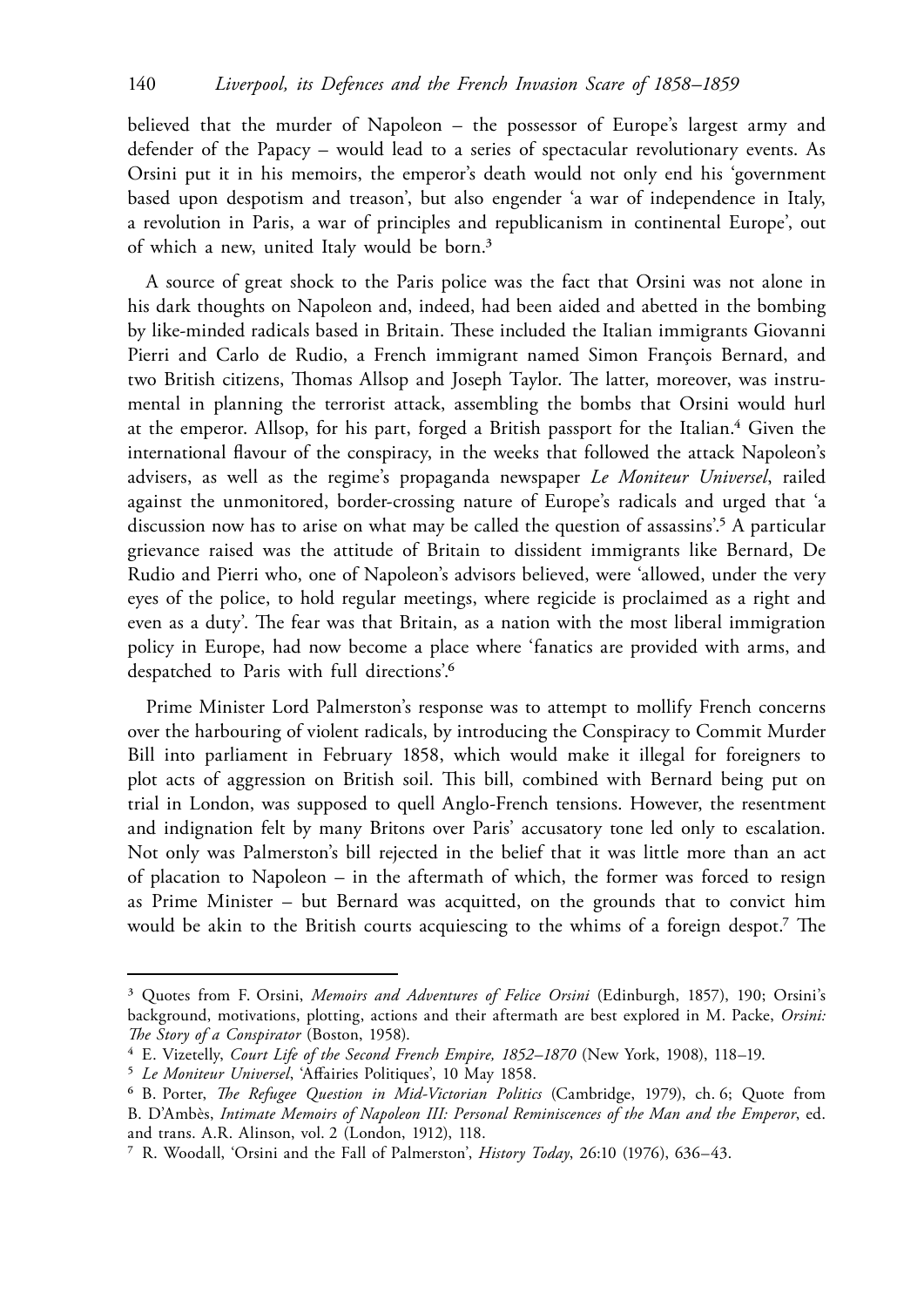believed that the murder of Napoleon – the possessor of Europe's largest army and defender of the Papacy – would lead to a series of spectacular revolutionary events. As Orsini put it in his memoirs, the emperor's death would not only end his 'government based upon despotism and treason', but also engender 'a war of independence in Italy, a revolution in Paris, a war of principles and republicanism in continental Europe', out of which a new, united Italy would be born.[3]

A source of great shock to the Paris police was the fact that Orsini was not alone in his dark thoughts on Napoleon and, indeed, had been aided and abetted in the bombing by like-minded radicals based in Britain. These included the Italian immigrants Giovanni Pierri and Carlo de Rudio, a French immigrant named Simon François Bernard, and two British citizens, Thomas Allsop and Joseph Taylor. The latter, moreover, was instrumental in planning the terrorist attack, assembling the bombs that Orsini would hurl at the emperor. Allsop, for his part, forged a British passport for the Italian.[4] Given the international flavour of the conspiracy, in the weeks that followed the attack Napoleon's advisers, as well as the regime's propaganda newspaper *Le Moniteur Universel*, railed against the unmonitored, border-crossing nature of Europe's radicals and urged that 'a discussion now has to arise on what may be called the question of assassins'.[5] A particular grievance raised was the attitude of Britain to dissident immigrants like Bernard, De Rudio and Pierri who, one of Napoleon's advisors believed, were 'allowed, under the very eyes of the police, to hold regular meetings, where regicide is proclaimed as a right and even as a duty'. The fear was that Britain, as a nation with the most liberal immigration policy in Europe, had now become a place where 'fanatics are provided with arms, and despatched to Paris with full directions'.[6]

Prime Minister Lord Palmerston's response was to attempt to mollify French concerns over the harbouring of violent radicals, by introducing the Conspiracy to Commit Murder Bill into parliament in February 1858, which would make it illegal for foreigners to plot acts of aggression on British soil. This bill, combined with Bernard being put on trial in London, was supposed to quell Anglo-French tensions. However, the resentment and indignation felt by many Britons over Paris' accusatory tone led only to escalation. Not only was Palmerston's bill rejected in the belief that it was little more than an act of placation to Napoleon – in the aftermath of which, the former was forced to resign as Prime Minister – but Bernard was acquitted, on the grounds that to convict him would be akin to the British courts acquiescing to the whims of a foreign despot.[7] The

---

[3] Quotes from F. Orsini, *Memoirs and Adventures of Felice Orsini* (Edinburgh, 1857), 190; Orsini's background, motivations, plotting, actions and their aftermath are best explored in M. Packe, *Orsini: The Story of a Conspirator* (Boston, 1958).

[4] E. Vizetelly, *Court Life of the Second French Empire, 1852–1870* (New York, 1908), 118–19.

[5] *Le Moniteur Universel*, 'Affairies Politiques', 10 May 1858.

[6] B. Porter, *The Refugee Question in Mid-Victorian Politics* (Cambridge, 1979), ch. 6; Quote from B. D'Ambès, *Intimate Memoirs of Napoleon III: Personal Reminiscences of the Man and the Emperor*, ed. and trans. A.R. Alinson, vol. 2 (London, 1912), 118.

[7] R. Woodall, 'Orsini and the Fall of Palmerston', *History Today*, 26:10 (1976), 636–43.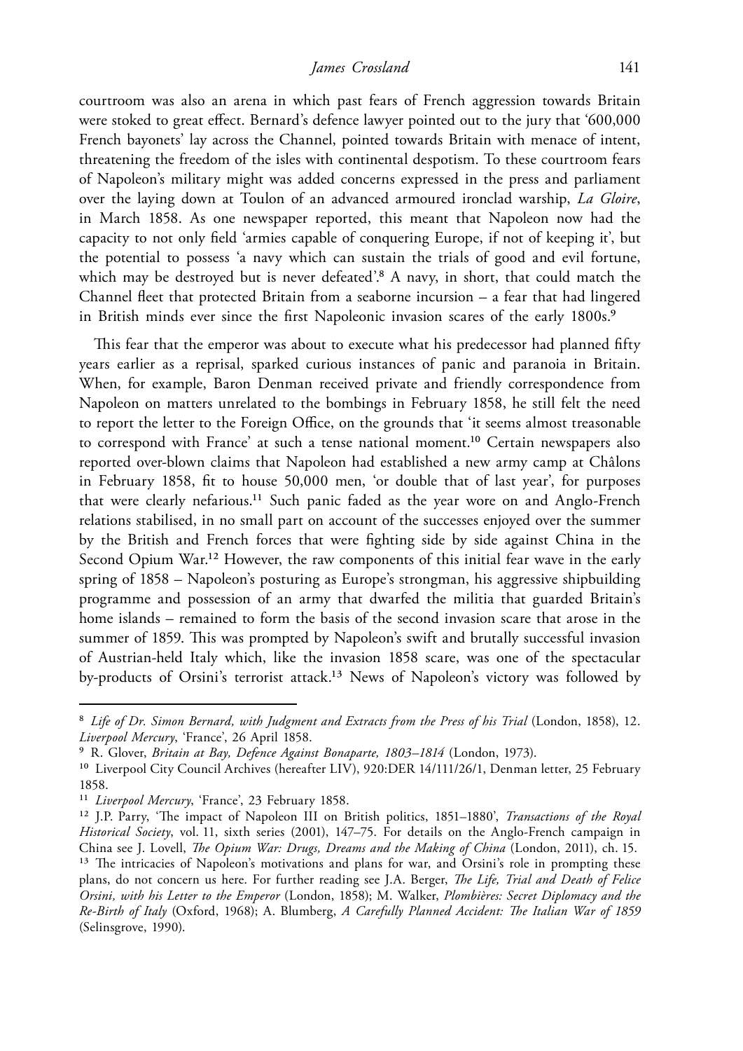courtroom was also an arena in which past fears of French aggression towards Britain were stoked to great effect. Bernard's defence lawyer pointed out to the jury that '600,000 French bayonets' lay across the Channel, pointed towards Britain with menace of intent, threatening the freedom of the isles with continental despotism. To these courtroom fears of Napoleon's military might was added concerns expressed in the press and parliament over the laying down at Toulon of an advanced armoured ironclad warship, *La Gloire*, in March 1858. As one newspaper reported, this meant that Napoleon now had the capacity to not only field 'armies capable of conquering Europe, if not of keeping it', but the potential to possess 'a navy which can sustain the trials of good and evil fortune, which may be destroyed but is never defeated'.[8] A navy, in short, that could match the Channel fleet that protected Britain from a seaborne incursion – a fear that had lingered in British minds ever since the first Napoleonic invasion scares of the early 1800s.[9]

This fear that the emperor was about to execute what his predecessor had planned fifty years earlier as a reprisal, sparked curious instances of panic and paranoia in Britain. When, for example, Baron Denman received private and friendly correspondence from Napoleon on matters unrelated to the bombings in February 1858, he still felt the need to report the letter to the Foreign Office, on the grounds that 'it seems almost treasonable to correspond with France' at such a tense national moment.[10] Certain newspapers also reported over-blown claims that Napoleon had established a new army camp at Châlons in February 1858, fit to house 50,000 men, 'or double that of last year', for purposes that were clearly nefarious.[11] Such panic faded as the year wore on and Anglo-French relations stabilised, in no small part on account of the successes enjoyed over the summer by the British and French forces that were fighting side by side against China in the Second Opium War.[12] However, the raw components of this initial fear wave in the early spring of 1858 – Napoleon's posturing as Europe's strongman, his aggressive shipbuilding programme and possession of an army that dwarfed the militia that guarded Britain's home islands – remained to form the basis of the second invasion scare that arose in the summer of 1859. This was prompted by Napoleon's swift and brutally successful invasion of Austrian-held Italy which, like the invasion 1858 scare, was one of the spectacular by-products of Orsini's terrorist attack.[13] News of Napoleon's victory was followed by

---

[8] *Life of Dr. Simon Bernard, with Judgment and Extracts from the Press of his Trial* (London, 1858), 12. *Liverpool Mercury*, 'France', 26 April 1858.

[9] R. Glover, *Britain at Bay, Defence Against Bonaparte, 1803–1814* (London, 1973).

[10] Liverpool City Council Archives (hereafter LIV), 920:DER 14/111/26/1, Denman letter, 25 February 1858.

[11] *Liverpool Mercury*, 'France', 23 February 1858.

[12] J.P. Parry, 'The impact of Napoleon III on British politics, 1851–1880', *Transactions of the Royal Historical Society*, vol. 11, sixth series (2001), 147–75. For details on the Anglo-French campaign in China see J. Lovell, *The Opium War: Drugs, Dreams and the Making of China* (London, 2011), ch. 15.

[13] The intricacies of Napoleon's motivations and plans for war, and Orsini's role in prompting these plans, do not concern us here. For further reading see J.A. Berger, *The Life, Trial and Death of Felice Orsini, with his Letter to the Emperor* (London, 1858); M. Walker, *Plombières: Secret Diplomacy and the Re-Birth of Italy* (Oxford, 1968); A. Blumberg, *A Carefully Planned Accident: The Italian War of 1859* (Selinsgrove, 1990).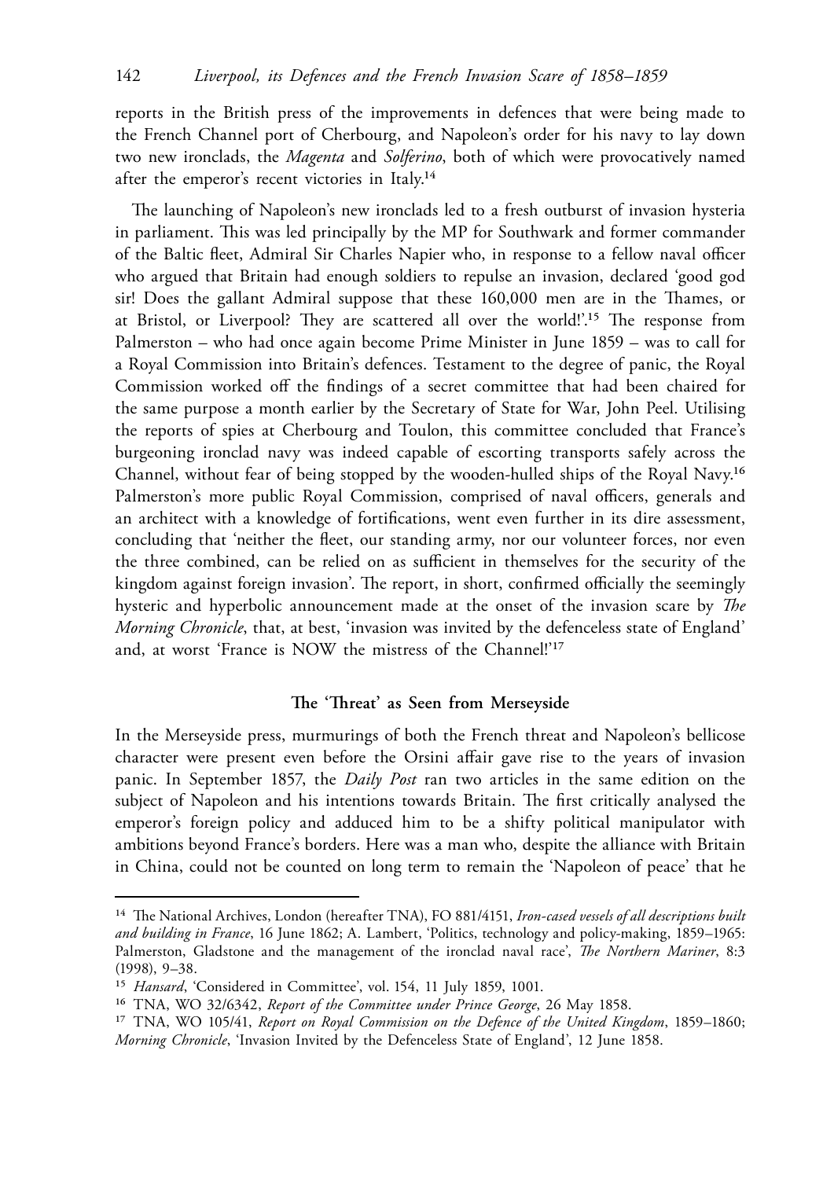reports in the British press of the improvements in defences that were being made to the French Channel port of Cherbourg, and Napoleon's order for his navy to lay down two new ironclads, the *Magenta* and *Solferino*, both of which were provocatively named after the emperor's recent victories in Italy.[14]

The launching of Napoleon's new ironclads led to a fresh outburst of invasion hysteria in parliament. This was led principally by the MP for Southwark and former commander of the Baltic fleet, Admiral Sir Charles Napier who, in response to a fellow naval officer who argued that Britain had enough soldiers to repulse an invasion, declared 'good god sir! Does the gallant Admiral suppose that these 160,000 men are in the Thames, or at Bristol, or Liverpool? They are scattered all over the world!'.[15] The response from Palmerston – who had once again become Prime Minister in June 1859 – was to call for a Royal Commission into Britain's defences. Testament to the degree of panic, the Royal Commission worked off the findings of a secret committee that had been chaired for the same purpose a month earlier by the Secretary of State for War, John Peel. Utilising the reports of spies at Cherbourg and Toulon, this committee concluded that France's burgeoning ironclad navy was indeed capable of escorting transports safely across the Channel, without fear of being stopped by the wooden-hulled ships of the Royal Navy.[16] Palmerston's more public Royal Commission, comprised of naval officers, generals and an architect with a knowledge of fortifications, went even further in its dire assessment, concluding that 'neither the fleet, our standing army, nor our volunteer forces, nor even the three combined, can be relied on as sufficient in themselves for the security of the kingdom against foreign invasion'. The report, in short, confirmed officially the seemingly hysteric and hyperbolic announcement made at the onset of the invasion scare by *The Morning Chronicle*, that, at best, 'invasion was invited by the defenceless state of England' and, at worst 'France is NOW the mistress of the Channel!'[17]

### The 'Threat' as Seen from Merseyside

In the Merseyside press, murmurings of both the French threat and Napoleon's bellicose character were present even before the Orsini affair gave rise to the years of invasion panic. In September 1857, the *Daily Post* ran two articles in the same edition on the subject of Napoleon and his intentions towards Britain. The first critically analysed the emperor's foreign policy and adduced him to be a shifty political manipulator with ambitions beyond France's borders. Here was a man who, despite the alliance with Britain in China, could not be counted on long term to remain the 'Napoleon of peace' that he

---

[14] The National Archives, London (hereafter TNA), FO 881/4151, *Iron-cased vessels of all descriptions built and building in France*, 16 June 1862; A. Lambert, 'Politics, technology and policy-making, 1859–1965: Palmerston, Gladstone and the management of the ironclad naval race', *The Northern Mariner*, 8:3 (1998), 9–38.

[15] *Hansard*, 'Considered in Committee', vol. 154, 11 July 1859, 1001.

[16] TNA, WO 32/6342, *Report of the Committee under Prince George*, 26 May 1858.

[17] TNA, WO 105/41, *Report on Royal Commission on the Defence of the United Kingdom*, 1859–1860; *Morning Chronicle*, 'Invasion Invited by the Defenceless State of England', 12 June 1858.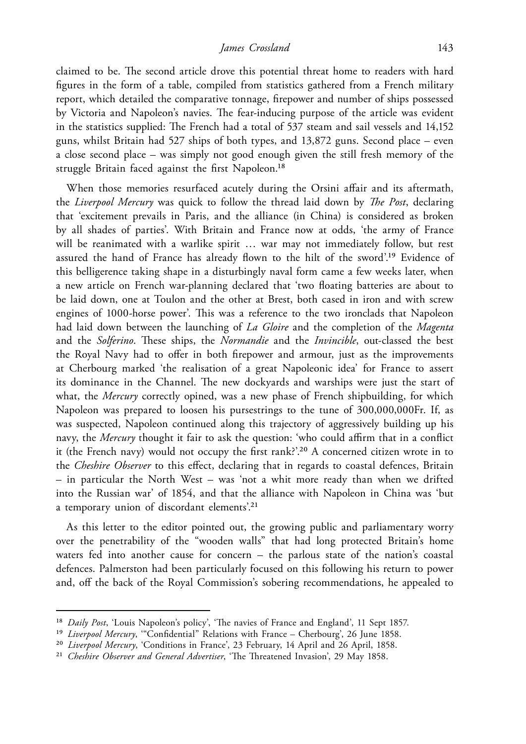claimed to be. The second article drove this potential threat home to readers with hard figures in the form of a table, compiled from statistics gathered from a French military report, which detailed the comparative tonnage, firepower and number of ships possessed by Victoria and Napoleon's navies. The fear-inducing purpose of the article was evident in the statistics supplied: The French had a total of 537 steam and sail vessels and 14,152 guns, whilst Britain had 527 ships of both types, and 13,872 guns. Second place – even a close second place – was simply not good enough given the still fresh memory of the struggle Britain faced against the first Napoleon.[18]

When those memories resurfaced acutely during the Orsini affair and its aftermath, the *Liverpool Mercury* was quick to follow the thread laid down by *The Post*, declaring that 'excitement prevails in Paris, and the alliance (in China) is considered as broken by all shades of parties'. With Britain and France now at odds, 'the army of France will be reanimated with a warlike spirit … war may not immediately follow, but rest assured the hand of France has already flown to the hilt of the sword'.[19] Evidence of this belligerence taking shape in a disturbingly naval form came a few weeks later, when a new article on French war-planning declared that 'two floating batteries are about to be laid down, one at Toulon and the other at Brest, both cased in iron and with screw engines of 1000-horse power'. This was a reference to the two ironclads that Napoleon had laid down between the launching of *La Gloire* and the completion of the *Magenta* and the *Solferino*. These ships, the *Normandie* and the *Invincible*, out-classed the best the Royal Navy had to offer in both firepower and armour, just as the improvements at Cherbourg marked 'the realisation of a great Napoleonic idea' for France to assert its dominance in the Channel. The new dockyards and warships were just the start of what, the *Mercury* correctly opined, was a new phase of French shipbuilding, for which Napoleon was prepared to loosen his pursestrings to the tune of 300,000,000Fr. If, as was suspected, Napoleon continued along this trajectory of aggressively building up his navy, the *Mercury* thought it fair to ask the question: 'who could affirm that in a conflict it (the French navy) would not occupy the first rank?'.[20] A concerned citizen wrote in to the *Cheshire Observer* to this effect, declaring that in regards to coastal defences, Britain – in particular the North West – was 'not a whit more ready than when we drifted into the Russian war' of 1854, and that the alliance with Napoleon in China was 'but a temporary union of discordant elements'.[21]

As this letter to the editor pointed out, the growing public and parliamentary worry over the penetrability of the "wooden walls" that had long protected Britain's home waters fed into another cause for concern – the parlous state of the nation's coastal defences. Palmerston had been particularly focused on this following his return to power and, off the back of the Royal Commission's sobering recommendations, he appealed to

---

[18] *Daily Post*, 'Louis Napoleon's policy', 'The navies of France and England', 11 Sept 1857.

[19] *Liverpool Mercury*, '"Confidential" Relations with France – Cherbourg', 26 June 1858.

[20] *Liverpool Mercury*, 'Conditions in France', 23 February, 14 April and 26 April, 1858.

[21] *Cheshire Observer and General Advertiser*, 'The Threatened Invasion', 29 May 1858.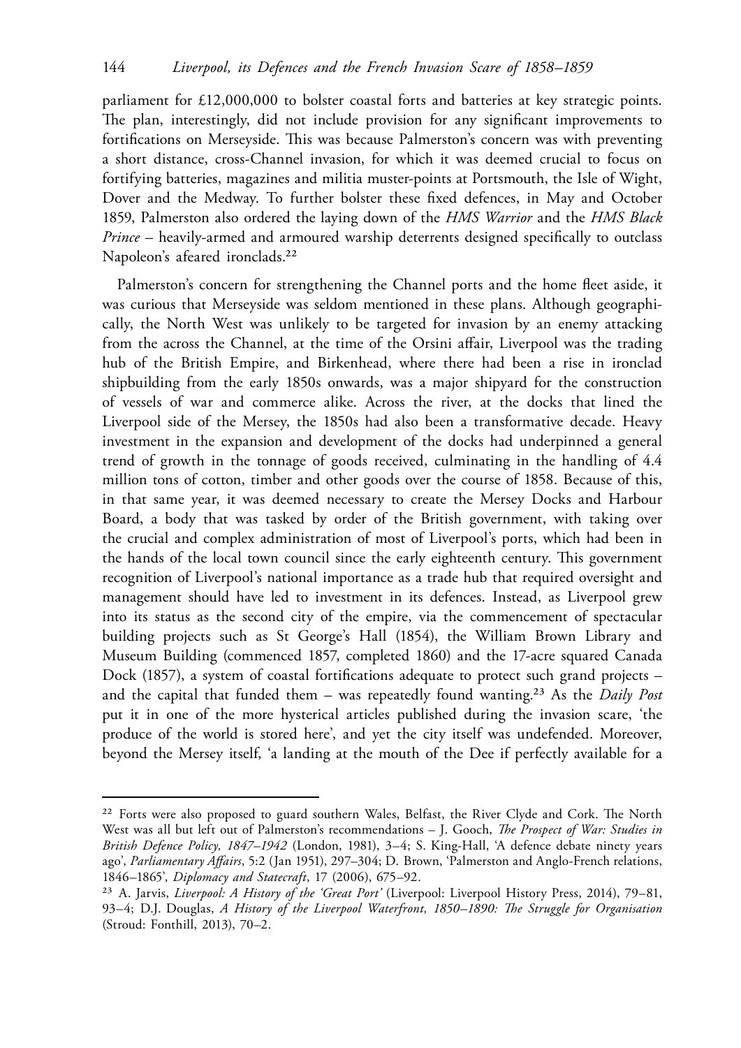parliament for £12,000,000 to bolster coastal forts and batteries at key strategic points. The plan, interestingly, did not include provision for any significant improvements to fortifications on Merseyside. This was because Palmerston's concern was with preventing a short distance, cross-Channel invasion, for which it was deemed crucial to focus on fortifying batteries, magazines and militia muster-points at Portsmouth, the Isle of Wight, Dover and the Medway. To further bolster these fixed defences, in May and October 1859, Palmerston also ordered the laying down of the *HMS Warrior* and the *HMS Black Prince* – heavily-armed and armoured warship deterrents designed specifically to outclass Napoleon's afeared ironclads.[22]

Palmerston's concern for strengthening the Channel ports and the home fleet aside, it was curious that Merseyside was seldom mentioned in these plans. Although geographically, the North West was unlikely to be targeted for invasion by an enemy attacking from the across the Channel, at the time of the Orsini affair, Liverpool was the trading hub of the British Empire, and Birkenhead, where there had been a rise in ironclad shipbuilding from the early 1850s onwards, was a major shipyard for the construction of vessels of war and commerce alike. Across the river, at the docks that lined the Liverpool side of the Mersey, the 1850s had also been a transformative decade. Heavy investment in the expansion and development of the docks had underpinned a general trend of growth in the tonnage of goods received, culminating in the handling of 4.4 million tons of cotton, timber and other goods over the course of 1858. Because of this, in that same year, it was deemed necessary to create the Mersey Docks and Harbour Board, a body that was tasked by order of the British government, with taking over the crucial and complex administration of most of Liverpool's ports, which had been in the hands of the local town council since the early eighteenth century. This government recognition of Liverpool's national importance as a trade hub that required oversight and management should have led to investment in its defences. Instead, as Liverpool grew into its status as the second city of the empire, via the commencement of spectacular building projects such as St George's Hall (1854), the William Brown Library and Museum Building (commenced 1857, completed 1860) and the 17-acre squared Canada Dock (1857), a system of coastal fortifications adequate to protect such grand projects – and the capital that funded them – was repeatedly found wanting.[23] As the *Daily Post* put it in one of the more hysterical articles published during the invasion scare, 'the produce of the world is stored here', and yet the city itself was undefended. Moreover, beyond the Mersey itself, 'a landing at the mouth of the Dee if perfectly available for a

---

[22] Forts were also proposed to guard southern Wales, Belfast, the River Clyde and Cork. The North West was all but left out of Palmerston's recommendations – J. Gooch, *The Prospect of War: Studies in British Defence Policy, 1847–1942* (London, 1981), 3–4; S. King-Hall, 'A defence debate ninety years ago', *Parliamentary Affairs*, 5:2 (Jan 1951), 297–304; D. Brown, 'Palmerston and Anglo-French relations, 1846–1865', *Diplomacy and Statecraft*, 17 (2006), 675–92.

[23] A. Jarvis, *Liverpool: A History of the 'Great Port'* (Liverpool: Liverpool History Press, 2014), 79–81, 93–4; D.J. Douglas, *A History of the Liverpool Waterfront, 1850–1890: The Struggle for Organisation* (Stroud: Fonthill, 2013), 70–2.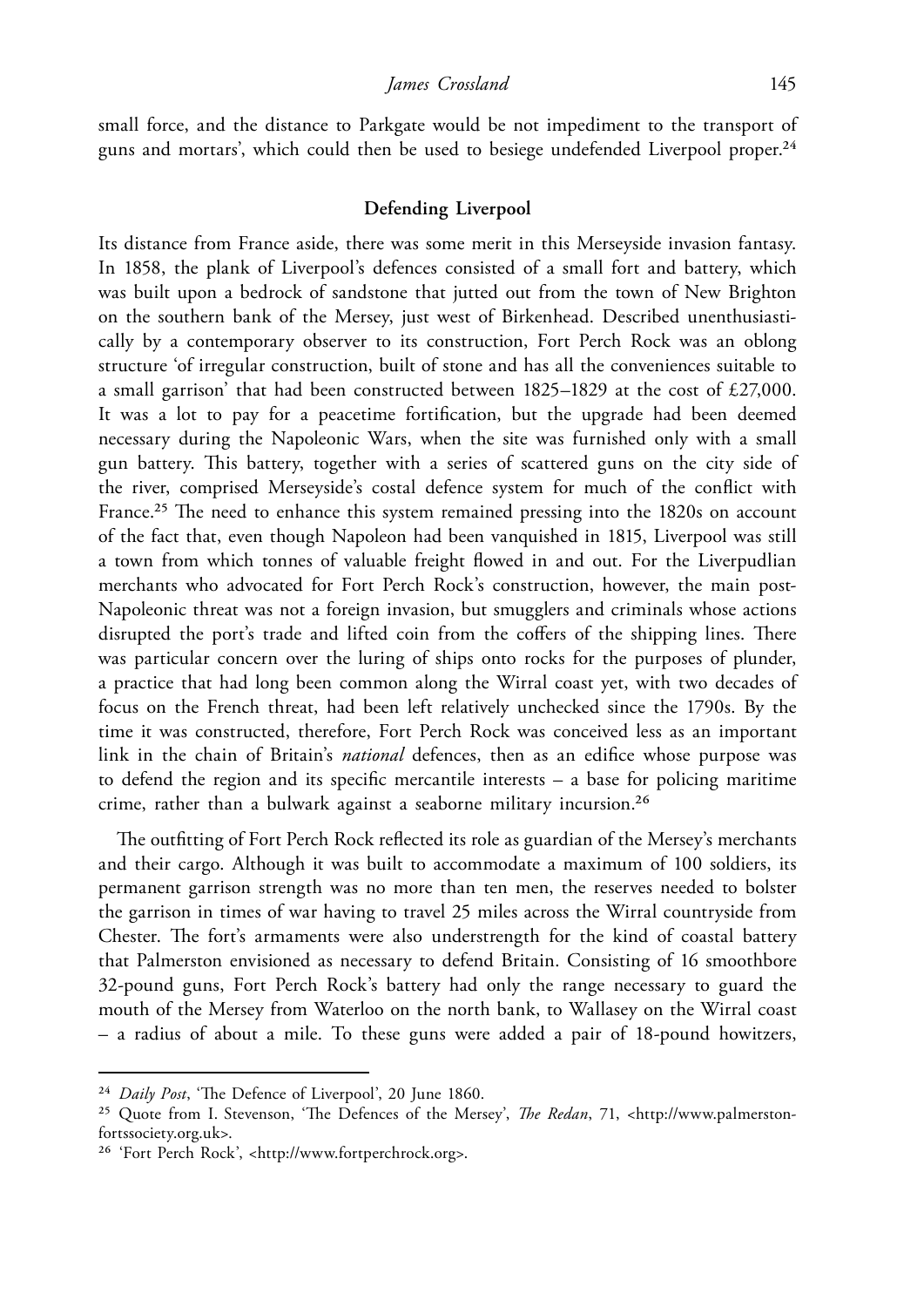small force, and the distance to Parkgate would be not impediment to the transport of guns and mortars', which could then be used to besiege undefended Liverpool proper.[24]

### Defending Liverpool

Its distance from France aside, there was some merit in this Merseyside invasion fantasy. In 1858, the plank of Liverpool's defences consisted of a small fort and battery, which was built upon a bedrock of sandstone that jutted out from the town of New Brighton on the southern bank of the Mersey, just west of Birkenhead. Described unenthusiastically by a contemporary observer to its construction, Fort Perch Rock was an oblong structure 'of irregular construction, built of stone and has all the conveniences suitable to a small garrison' that had been constructed between 1825–1829 at the cost of £27,000. It was a lot to pay for a peacetime fortification, but the upgrade had been deemed necessary during the Napoleonic Wars, when the site was furnished only with a small gun battery. This battery, together with a series of scattered guns on the city side of the river, comprised Merseyside's costal defence system for much of the conflict with France.[25] The need to enhance this system remained pressing into the 1820s on account of the fact that, even though Napoleon had been vanquished in 1815, Liverpool was still a town from which tonnes of valuable freight flowed in and out. For the Liverpudlian merchants who advocated for Fort Perch Rock's construction, however, the main post-Napoleonic threat was not a foreign invasion, but smugglers and criminals whose actions disrupted the port's trade and lifted coin from the coffers of the shipping lines. There was particular concern over the luring of ships onto rocks for the purposes of plunder, a practice that had long been common along the Wirral coast yet, with two decades of focus on the French threat, had been left relatively unchecked since the 1790s. By the time it was constructed, therefore, Fort Perch Rock was conceived less as an important link in the chain of Britain's *national* defences, then as an edifice whose purpose was to defend the region and its specific mercantile interests – a base for policing maritime crime, rather than a bulwark against a seaborne military incursion.[26]

The outfitting of Fort Perch Rock reflected its role as guardian of the Mersey's merchants and their cargo. Although it was built to accommodate a maximum of 100 soldiers, its permanent garrison strength was no more than ten men, the reserves needed to bolster the garrison in times of war having to travel 25 miles across the Wirral countryside from Chester. The fort's armaments were also understrength for the kind of coastal battery that Palmerston envisioned as necessary to defend Britain. Consisting of 16 smoothbore 32-pound guns, Fort Perch Rock's battery had only the range necessary to guard the mouth of the Mersey from Waterloo on the north bank, to Wallasey on the Wirral coast – a radius of about a mile. To these guns were added a pair of 18-pound howitzers,

---

[24] *Daily Post*, 'The Defence of Liverpool', 20 June 1860.

[25] Quote from I. Stevenson, 'The Defences of the Mersey', *The Redan*, 71, <http://www.palmerstonfortssociety.org.uk>.

[26] 'Fort Perch Rock', <http://www.fortperchrock.org>.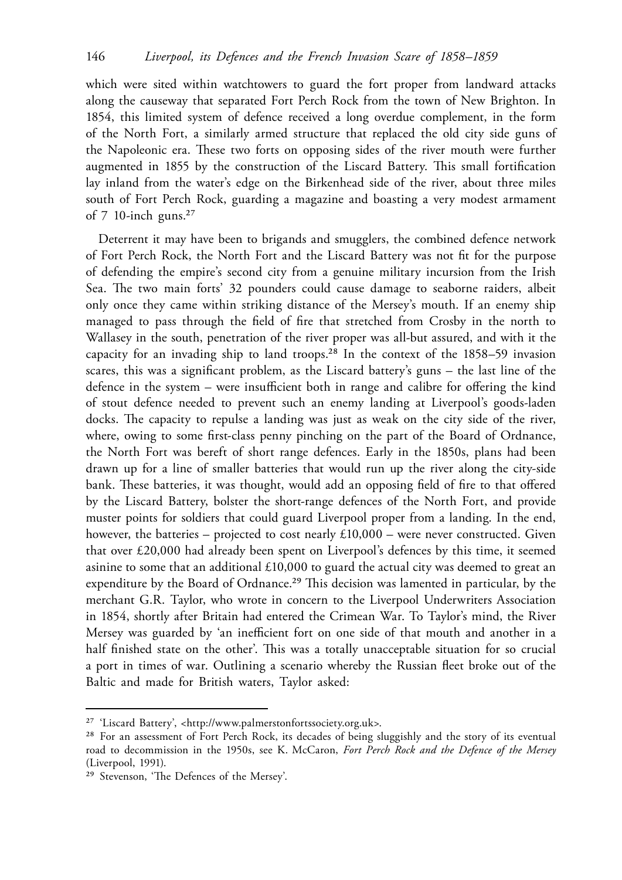which were sited within watchtowers to guard the fort proper from landward attacks along the causeway that separated Fort Perch Rock from the town of New Brighton. In 1854, this limited system of defence received a long overdue complement, in the form of the North Fort, a similarly armed structure that replaced the old city side guns of the Napoleonic era. These two forts on opposing sides of the river mouth were further augmented in 1855 by the construction of the Liscard Battery. This small fortification lay inland from the water's edge on the Birkenhead side of the river, about three miles south of Fort Perch Rock, guarding a magazine and boasting a very modest armament of 7 10-inch guns.[27]

Deterrent it may have been to brigands and smugglers, the combined defence network of Fort Perch Rock, the North Fort and the Liscard Battery was not fit for the purpose of defending the empire's second city from a genuine military incursion from the Irish Sea. The two main forts' 32 pounders could cause damage to seaborne raiders, albeit only once they came within striking distance of the Mersey's mouth. If an enemy ship managed to pass through the field of fire that stretched from Crosby in the north to Wallasey in the south, penetration of the river proper was all-but assured, and with it the capacity for an invading ship to land troops.[28] In the context of the 1858–59 invasion scares, this was a significant problem, as the Liscard battery's guns – the last line of the defence in the system – were insufficient both in range and calibre for offering the kind of stout defence needed to prevent such an enemy landing at Liverpool's goods-laden docks. The capacity to repulse a landing was just as weak on the city side of the river, where, owing to some first-class penny pinching on the part of the Board of Ordnance, the North Fort was bereft of short range defences. Early in the 1850s, plans had been drawn up for a line of smaller batteries that would run up the river along the city-side bank. These batteries, it was thought, would add an opposing field of fire to that offered by the Liscard Battery, bolster the short-range defences of the North Fort, and provide muster points for soldiers that could guard Liverpool proper from a landing. In the end, however, the batteries – projected to cost nearly £10,000 – were never constructed. Given that over £20,000 had already been spent on Liverpool's defences by this time, it seemed asinine to some that an additional £10,000 to guard the actual city was deemed to great an expenditure by the Board of Ordnance.[29] This decision was lamented in particular, by the merchant G.R. Taylor, who wrote in concern to the Liverpool Underwriters Association in 1854, shortly after Britain had entered the Crimean War. To Taylor's mind, the River Mersey was guarded by 'an inefficient fort on one side of that mouth and another in a half finished state on the other'. This was a totally unacceptable situation for so crucial a port in times of war. Outlining a scenario whereby the Russian fleet broke out of the Baltic and made for British waters, Taylor asked:

---

[27] 'Liscard Battery', <http://www.palmerstonfortssociety.org.uk>.

[28] For an assessment of Fort Perch Rock, its decades of being sluggishly and the story of its eventual road to decommission in the 1950s, see K. McCaron, *Fort Perch Rock and the Defence of the Mersey* (Liverpool, 1991).

[29] Stevenson, 'The Defences of the Mersey'.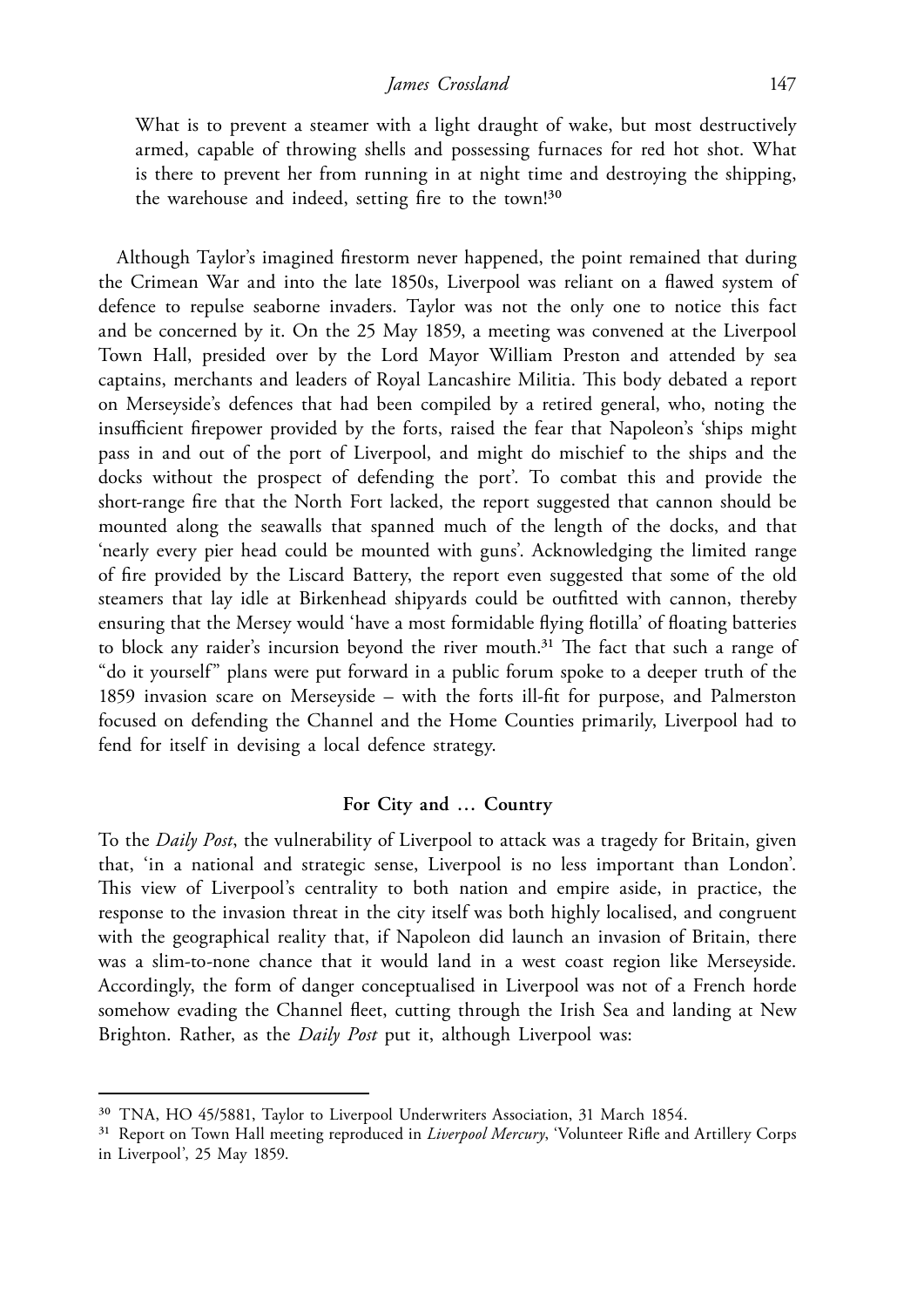> What is to prevent a steamer with a light draught of wake, but most destructively armed, capable of throwing shells and possessing furnaces for red hot shot. What is there to prevent her from running in at night time and destroying the shipping, the warehouse and indeed, setting fire to the town![30]

Although Taylor's imagined firestorm never happened, the point remained that during the Crimean War and into the late 1850s, Liverpool was reliant on a flawed system of defence to repulse seaborne invaders. Taylor was not the only one to notice this fact and be concerned by it. On the 25 May 1859, a meeting was convened at the Liverpool Town Hall, presided over by the Lord Mayor William Preston and attended by sea captains, merchants and leaders of Royal Lancashire Militia. This body debated a report on Merseyside's defences that had been compiled by a retired general, who, noting the insufficient firepower provided by the forts, raised the fear that Napoleon's 'ships might pass in and out of the port of Liverpool, and might do mischief to the ships and the docks without the prospect of defending the port'. To combat this and provide the short-range fire that the North Fort lacked, the report suggested that cannon should be mounted along the seawalls that spanned much of the length of the docks, and that 'nearly every pier head could be mounted with guns'. Acknowledging the limited range of fire provided by the Liscard Battery, the report even suggested that some of the old steamers that lay idle at Birkenhead shipyards could be outfitted with cannon, thereby ensuring that the Mersey would 'have a most formidable flying flotilla' of floating batteries to block any raider's incursion beyond the river mouth.[31] The fact that such a range of "do it yourself" plans were put forward in a public forum spoke to a deeper truth of the 1859 invasion scare on Merseyside – with the forts ill-fit for purpose, and Palmerston focused on defending the Channel and the Home Counties primarily, Liverpool had to fend for itself in devising a local defence strategy.

## For City and … Country

To the *Daily Post*, the vulnerability of Liverpool to attack was a tragedy for Britain, given that, 'in a national and strategic sense, Liverpool is no less important than London'. This view of Liverpool's centrality to both nation and empire aside, in practice, the response to the invasion threat in the city itself was both highly localised, and congruent with the geographical reality that, if Napoleon did launch an invasion of Britain, there was a slim-to-none chance that it would land in a west coast region like Merseyside. Accordingly, the form of danger conceptualised in Liverpool was not of a French horde somehow evading the Channel fleet, cutting through the Irish Sea and landing at New Brighton. Rather, as the *Daily Post* put it, although Liverpool was:

---

[30] TNA, HO 45/5881, Taylor to Liverpool Underwriters Association, 31 March 1854.

[31] Report on Town Hall meeting reproduced in *Liverpool Mercury*, 'Volunteer Rifle and Artillery Corps in Liverpool', 25 May 1859.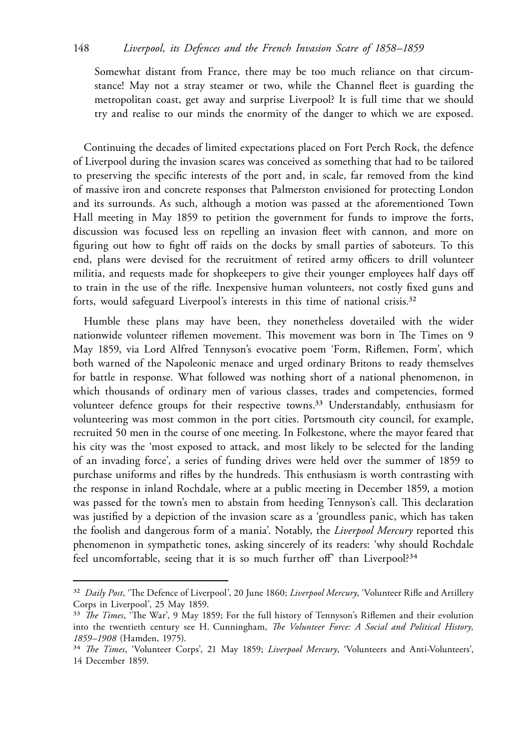> Somewhat distant from France, there may be too much reliance on that circumstance! May not a stray steamer or two, while the Channel fleet is guarding the metropolitan coast, get away and surprise Liverpool? It is full time that we should try and realise to our minds the enormity of the danger to which we are exposed.

Continuing the decades of limited expectations placed on Fort Perch Rock, the defence of Liverpool during the invasion scares was conceived as something that had to be tailored to preserving the specific interests of the port and, in scale, far removed from the kind of massive iron and concrete responses that Palmerston envisioned for protecting London and its surrounds. As such, although a motion was passed at the aforementioned Town Hall meeting in May 1859 to petition the government for funds to improve the forts, discussion was focused less on repelling an invasion fleet with cannon, and more on figuring out how to fight off raids on the docks by small parties of saboteurs. To this end, plans were devised for the recruitment of retired army officers to drill volunteer militia, and requests made for shopkeepers to give their younger employees half days off to train in the use of the rifle. Inexpensive human volunteers, not costly fixed guns and forts, would safeguard Liverpool's interests in this time of national crisis.[32]

Humble these plans may have been, they nonetheless dovetailed with the wider nationwide volunteer riflemen movement. This movement was born in The Times on 9 May 1859, via Lord Alfred Tennyson's evocative poem 'Form, Riflemen, Form', which both warned of the Napoleonic menace and urged ordinary Britons to ready themselves for battle in response. What followed was nothing short of a national phenomenon, in which thousands of ordinary men of various classes, trades and competencies, formed volunteer defence groups for their respective towns.[33] Understandably, enthusiasm for volunteering was most common in the port cities. Portsmouth city council, for example, recruited 50 men in the course of one meeting. In Folkestone, where the mayor feared that his city was the 'most exposed to attack, and most likely to be selected for the landing of an invading force', a series of funding drives were held over the summer of 1859 to purchase uniforms and rifles by the hundreds. This enthusiasm is worth contrasting with the response in inland Rochdale, where at a public meeting in December 1859, a motion was passed for the town's men to abstain from heeding Tennyson's call. This declaration was justified by a depiction of the invasion scare as a 'groundless panic, which has taken the foolish and dangerous form of a mania'. Notably, the *Liverpool Mercury* reported this phenomenon in sympathetic tones, asking sincerely of its readers: 'why should Rochdale feel uncomfortable, seeing that it is so much further off' than Liverpool?[34]

---

[32] *Daily Post*, 'The Defence of Liverpool', 20 June 1860; *Liverpool Mercury*, 'Volunteer Rifle and Artillery Corps in Liverpool', 25 May 1859.

[33] *The Times*, 'The War', 9 May 1859; For the full history of Tennyson's Riflemen and their evolution into the twentieth century see H. Cunningham, *The Volunteer Force: A Social and Political History, 1859–1908* (Hamden, 1975).

[34] *The Times*, 'Volunteer Corps', 21 May 1859; *Liverpool Mercury*, 'Volunteers and Anti-Volunteers', 14 December 1859.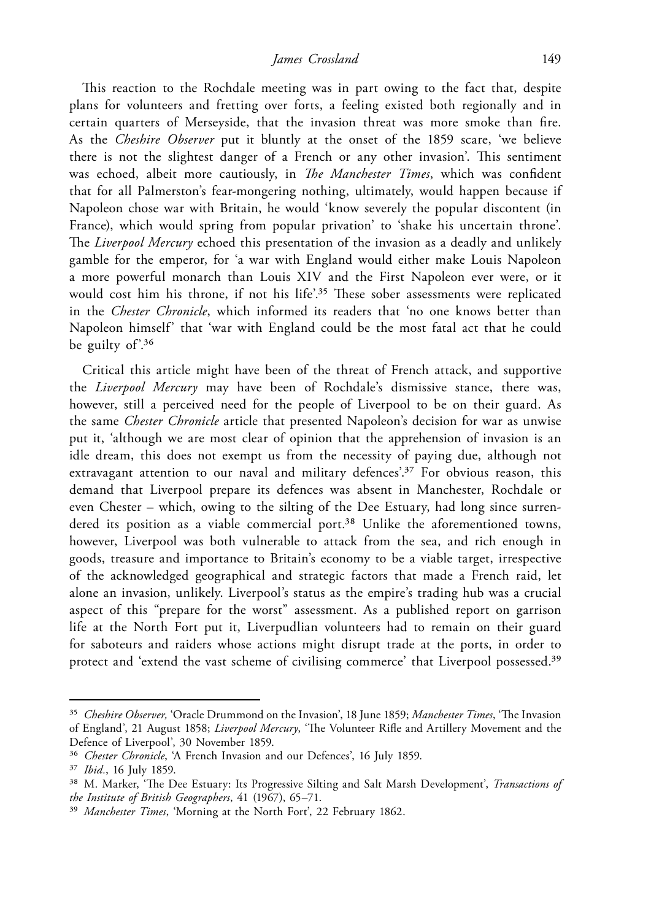This reaction to the Rochdale meeting was in part owing to the fact that, despite plans for volunteers and fretting over forts, a feeling existed both regionally and in certain quarters of Merseyside, that the invasion threat was more smoke than fire. As the *Cheshire Observer* put it bluntly at the onset of the 1859 scare, 'we believe there is not the slightest danger of a French or any other invasion'. This sentiment was echoed, albeit more cautiously, in *The Manchester Times*, which was confident that for all Palmerston's fear-mongering nothing, ultimately, would happen because if Napoleon chose war with Britain, he would 'know severely the popular discontent (in France), which would spring from popular privation' to 'shake his uncertain throne'. The *Liverpool Mercury* echoed this presentation of the invasion as a deadly and unlikely gamble for the emperor, for 'a war with England would either make Louis Napoleon a more powerful monarch than Louis XIV and the First Napoleon ever were, or it would cost him his throne, if not his life'.[35] These sober assessments were replicated in the *Chester Chronicle*, which informed its readers that 'no one knows better than Napoleon himself' that 'war with England could be the most fatal act that he could be guilty of'.[36]

Critical this article might have been of the threat of French attack, and supportive the *Liverpool Mercury* may have been of Rochdale's dismissive stance, there was, however, still a perceived need for the people of Liverpool to be on their guard. As the same *Chester Chronicle* article that presented Napoleon's decision for war as unwise put it, 'although we are most clear of opinion that the apprehension of invasion is an idle dream, this does not exempt us from the necessity of paying due, although not extravagant attention to our naval and military defences'.[37] For obvious reason, this demand that Liverpool prepare its defences was absent in Manchester, Rochdale or even Chester – which, owing to the silting of the Dee Estuary, had long since surrendered its position as a viable commercial port.[38] Unlike the aforementioned towns, however, Liverpool was both vulnerable to attack from the sea, and rich enough in goods, treasure and importance to Britain's economy to be a viable target, irrespective of the acknowledged geographical and strategic factors that made a French raid, let alone an invasion, unlikely. Liverpool's status as the empire's trading hub was a crucial aspect of this "prepare for the worst" assessment. As a published report on garrison life at the North Fort put it, Liverpudlian volunteers had to remain on their guard for saboteurs and raiders whose actions might disrupt trade at the ports, in order to protect and 'extend the vast scheme of civilising commerce' that Liverpool possessed.[39]

---

[35] *Cheshire Observer,* 'Oracle Drummond on the Invasion', 18 June 1859; *Manchester Times*, 'The Invasion of England', 21 August 1858; *Liverpool Mercury*, 'The Volunteer Rifle and Artillery Movement and the Defence of Liverpool', 30 November 1859.

[36] *Chester Chronicle*, 'A French Invasion and our Defences', 16 July 1859.

[37] *Ibid.*, 16 July 1859.

[38] M. Marker, 'The Dee Estuary: Its Progressive Silting and Salt Marsh Development', *Transactions of the Institute of British Geographers*, 41 (1967), 65–71.

[39] *Manchester Times*, 'Morning at the North Fort', 22 February 1862.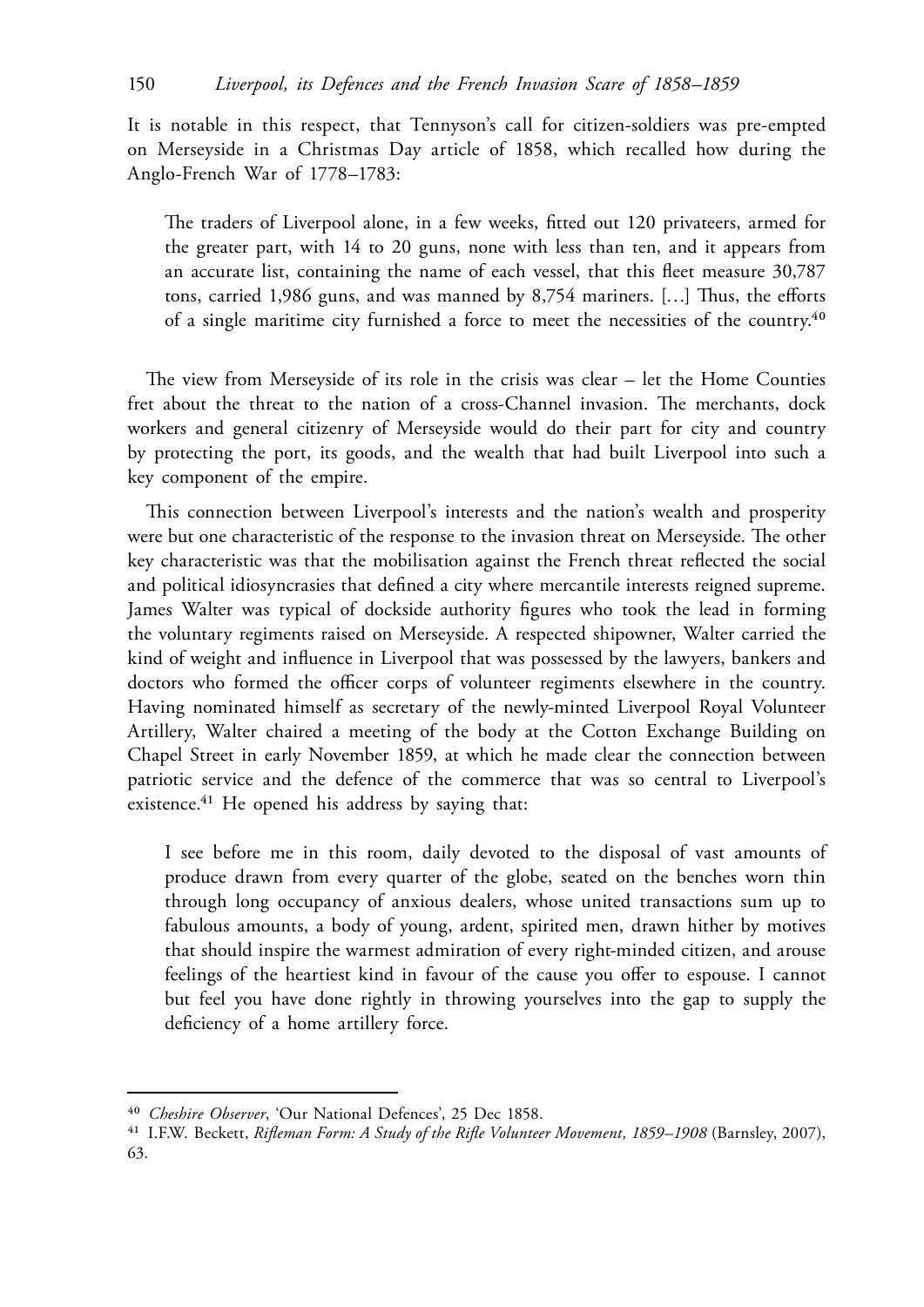It is notable in this respect, that Tennyson's call for citizen-soldiers was pre-empted on Merseyside in a Christmas Day article of 1858, which recalled how during the Anglo-French War of 1778–1783:

> The traders of Liverpool alone, in a few weeks, fitted out 120 privateers, armed for the greater part, with 14 to 20 guns, none with less than ten, and it appears from an accurate list, containing the name of each vessel, that this fleet measure 30,787 tons, carried 1,986 guns, and was manned by 8,754 mariners. […] Thus, the efforts of a single maritime city furnished a force to meet the necessities of the country.[40]

The view from Merseyside of its role in the crisis was clear – let the Home Counties fret about the threat to the nation of a cross-Channel invasion. The merchants, dock workers and general citizenry of Merseyside would do their part for city and country by protecting the port, its goods, and the wealth that had built Liverpool into such a key component of the empire.

This connection between Liverpool's interests and the nation's wealth and prosperity were but one characteristic of the response to the invasion threat on Merseyside. The other key characteristic was that the mobilisation against the French threat reflected the social and political idiosyncrasies that defined a city where mercantile interests reigned supreme. James Walter was typical of dockside authority figures who took the lead in forming the voluntary regiments raised on Merseyside. A respected shipowner, Walter carried the kind of weight and influence in Liverpool that was possessed by the lawyers, bankers and doctors who formed the officer corps of volunteer regiments elsewhere in the country. Having nominated himself as secretary of the newly-minted Liverpool Royal Volunteer Artillery, Walter chaired a meeting of the body at the Cotton Exchange Building on Chapel Street in early November 1859, at which he made clear the connection between patriotic service and the defence of the commerce that was so central to Liverpool's existence.[41] He opened his address by saying that:

> I see before me in this room, daily devoted to the disposal of vast amounts of produce drawn from every quarter of the globe, seated on the benches worn thin through long occupancy of anxious dealers, whose united transactions sum up to fabulous amounts, a body of young, ardent, spirited men, drawn hither by motives that should inspire the warmest admiration of every right-minded citizen, and arouse feelings of the heartiest kind in favour of the cause you offer to espouse. I cannot but feel you have done rightly in throwing yourselves into the gap to supply the deficiency of a home artillery force.

---

[40] *Cheshire Observer*, 'Our National Defences', 25 Dec 1858.

[41] I.F.W. Beckett, *Rifleman Form: A Study of the Rifle Volunteer Movement, 1859–1908* (Barnsley, 2007), 63.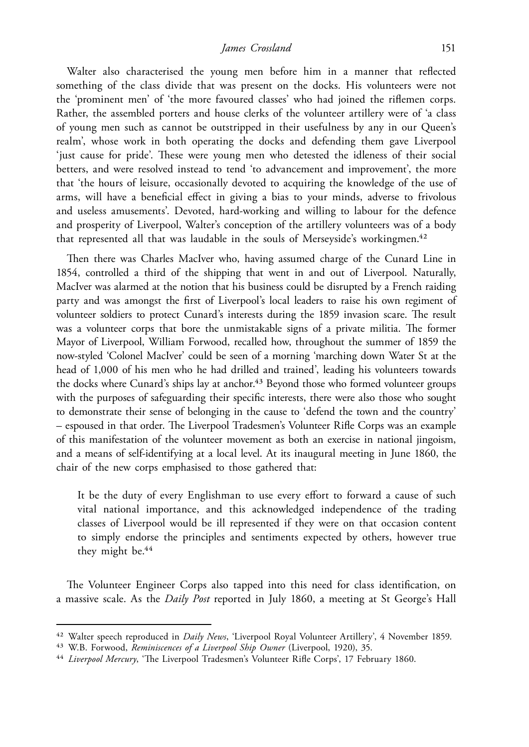Walter also characterised the young men before him in a manner that reflected something of the class divide that was present on the docks. His volunteers were not the 'prominent men' of 'the more favoured classes' who had joined the riflemen corps. Rather, the assembled porters and house clerks of the volunteer artillery were of 'a class of young men such as cannot be outstripped in their usefulness by any in our Queen's realm', whose work in both operating the docks and defending them gave Liverpool 'just cause for pride'. These were young men who detested the idleness of their social betters, and were resolved instead to tend 'to advancement and improvement', the more that 'the hours of leisure, occasionally devoted to acquiring the knowledge of the use of arms, will have a beneficial effect in giving a bias to your minds, adverse to frivolous and useless amusements'. Devoted, hard-working and willing to labour for the defence and prosperity of Liverpool, Walter's conception of the artillery volunteers was of a body that represented all that was laudable in the souls of Merseyside's workingmen.[42]

Then there was Charles MacIver who, having assumed charge of the Cunard Line in 1854, controlled a third of the shipping that went in and out of Liverpool. Naturally, MacIver was alarmed at the notion that his business could be disrupted by a French raiding party and was amongst the first of Liverpool's local leaders to raise his own regiment of volunteer soldiers to protect Cunard's interests during the 1859 invasion scare. The result was a volunteer corps that bore the unmistakable signs of a private militia. The former Mayor of Liverpool, William Forwood, recalled how, throughout the summer of 1859 the now-styled 'Colonel MacIver' could be seen of a morning 'marching down Water St at the head of 1,000 of his men who he had drilled and trained', leading his volunteers towards the docks where Cunard's ships lay at anchor.[43] Beyond those who formed volunteer groups with the purposes of safeguarding their specific interests, there were also those who sought to demonstrate their sense of belonging in the cause to 'defend the town and the country' – espoused in that order. The Liverpool Tradesmen's Volunteer Rifle Corps was an example of this manifestation of the volunteer movement as both an exercise in national jingoism, and a means of self-identifying at a local level. At its inaugural meeting in June 1860, the chair of the new corps emphasised to those gathered that:

> It be the duty of every Englishman to use every effort to forward a cause of such vital national importance, and this acknowledged independence of the trading classes of Liverpool would be ill represented if they were on that occasion content to simply endorse the principles and sentiments expected by others, however true they might be.[44]

The Volunteer Engineer Corps also tapped into this need for class identification, on a massive scale. As the *Daily Post* reported in July 1860, a meeting at St George's Hall

---

[42] Walter speech reproduced in *Daily News*, 'Liverpool Royal Volunteer Artillery', 4 November 1859.

[43] W.B. Forwood, *Reminiscences of a Liverpool Ship Owner* (Liverpool, 1920), 35.

[44] *Liverpool Mercury*, 'The Liverpool Tradesmen's Volunteer Rifle Corps', 17 February 1860.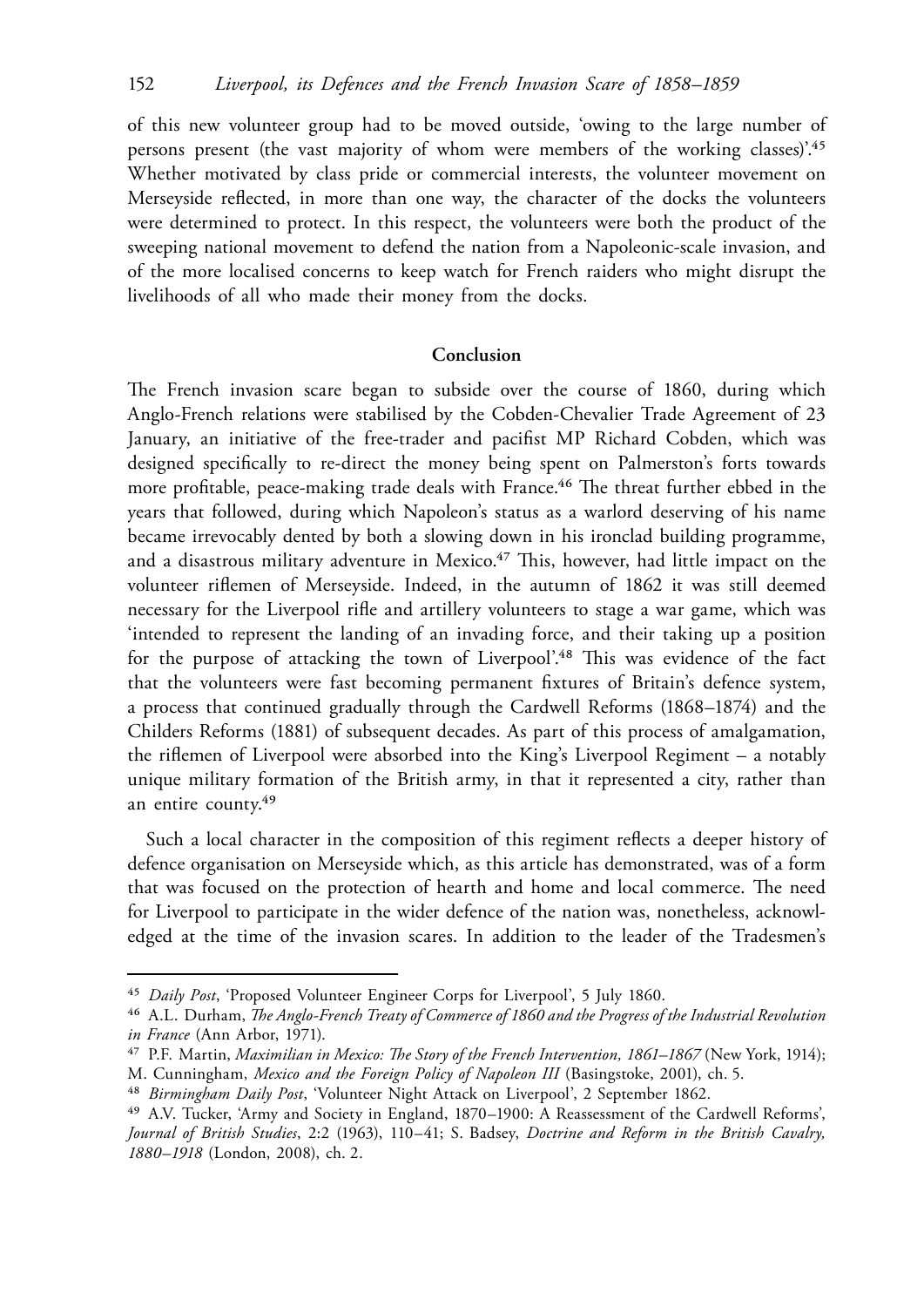of this new volunteer group had to be moved outside, 'owing to the large number of persons present (the vast majority of whom were members of the working classes)'.[45] Whether motivated by class pride or commercial interests, the volunteer movement on Merseyside reflected, in more than one way, the character of the docks the volunteers were determined to protect. In this respect, the volunteers were both the product of the sweeping national movement to defend the nation from a Napoleonic-scale invasion, and of the more localised concerns to keep watch for French raiders who might disrupt the livelihoods of all who made their money from the docks.

## Conclusion

The French invasion scare began to subside over the course of 1860, during which Anglo-French relations were stabilised by the Cobden-Chevalier Trade Agreement of 23 January, an initiative of the free-trader and pacifist MP Richard Cobden, which was designed specifically to re-direct the money being spent on Palmerston's forts towards more profitable, peace-making trade deals with France.[46] The threat further ebbed in the years that followed, during which Napoleon's status as a warlord deserving of his name became irrevocably dented by both a slowing down in his ironclad building programme, and a disastrous military adventure in Mexico.[47] This, however, had little impact on the volunteer riflemen of Merseyside. Indeed, in the autumn of 1862 it was still deemed necessary for the Liverpool rifle and artillery volunteers to stage a war game, which was 'intended to represent the landing of an invading force, and their taking up a position for the purpose of attacking the town of Liverpool'.[48] This was evidence of the fact that the volunteers were fast becoming permanent fixtures of Britain's defence system, a process that continued gradually through the Cardwell Reforms (1868–1874) and the Childers Reforms (1881) of subsequent decades. As part of this process of amalgamation, the riflemen of Liverpool were absorbed into the King's Liverpool Regiment – a notably unique military formation of the British army, in that it represented a city, rather than an entire county.[49]

Such a local character in the composition of this regiment reflects a deeper history of defence organisation on Merseyside which, as this article has demonstrated, was of a form that was focused on the protection of hearth and home and local commerce. The need for Liverpool to participate in the wider defence of the nation was, nonetheless, acknowledged at the time of the invasion scares. In addition to the leader of the Tradesmen's

---

[45] *Daily Post*, 'Proposed Volunteer Engineer Corps for Liverpool', 5 July 1860.

[46] A.L. Durham, *The Anglo-French Treaty of Commerce of 1860 and the Progress of the Industrial Revolution in France* (Ann Arbor, 1971).

[47] P.F. Martin, *Maximilian in Mexico: The Story of the French Intervention, 1861–1867* (New York, 1914); M. Cunningham, *Mexico and the Foreign Policy of Napoleon III* (Basingstoke, 2001), ch. 5.

[48] *Birmingham Daily Post*, 'Volunteer Night Attack on Liverpool', 2 September 1862.

[49] A.V. Tucker, 'Army and Society in England, 1870–1900: A Reassessment of the Cardwell Reforms', *Journal of British Studies*, 2:2 (1963), 110–41; S. Badsey, *Doctrine and Reform in the British Cavalry, 1880–1918* (London, 2008), ch. 2.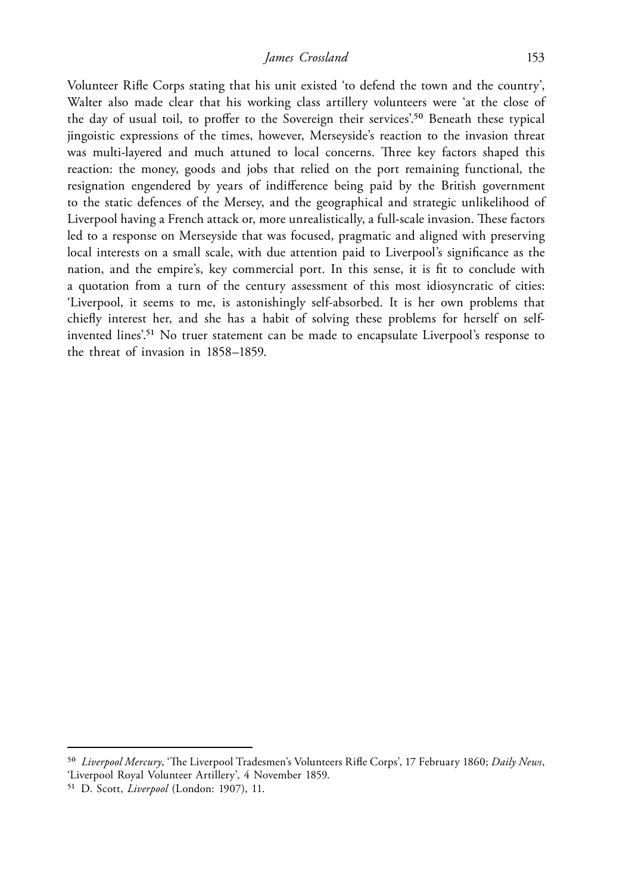Volunteer Rifle Corps stating that his unit existed 'to defend the town and the country', Walter also made clear that his working class artillery volunteers were 'at the close of the day of usual toil, to proffer to the Sovereign their services'.[50] Beneath these typical jingoistic expressions of the times, however, Merseyside's reaction to the invasion threat was multi-layered and much attuned to local concerns. Three key factors shaped this reaction: the money, goods and jobs that relied on the port remaining functional, the resignation engendered by years of indifference being paid by the British government to the static defences of the Mersey, and the geographical and strategic unlikelihood of Liverpool having a French attack or, more unrealistically, a full-scale invasion. These factors led to a response on Merseyside that was focused, pragmatic and aligned with preserving local interests on a small scale, with due attention paid to Liverpool's significance as the nation, and the empire's, key commercial port. In this sense, it is fit to conclude with a quotation from a turn of the century assessment of this most idiosyncratic of cities: 'Liverpool, it seems to me, is astonishingly self-absorbed. It is her own problems that chiefly interest her, and she has a habit of solving these problems for herself on self-invented lines'.[51] No truer statement can be made to encapsulate Liverpool's response to the threat of invasion in 1858–1859.

---

[50] *Liverpool Mercury*, 'The Liverpool Tradesmen's Volunteers Rifle Corps', 17 February 1860; *Daily News*, 'Liverpool Royal Volunteer Artillery', 4 November 1859.

[51] D. Scott, *Liverpool* (London: 1907), 11.